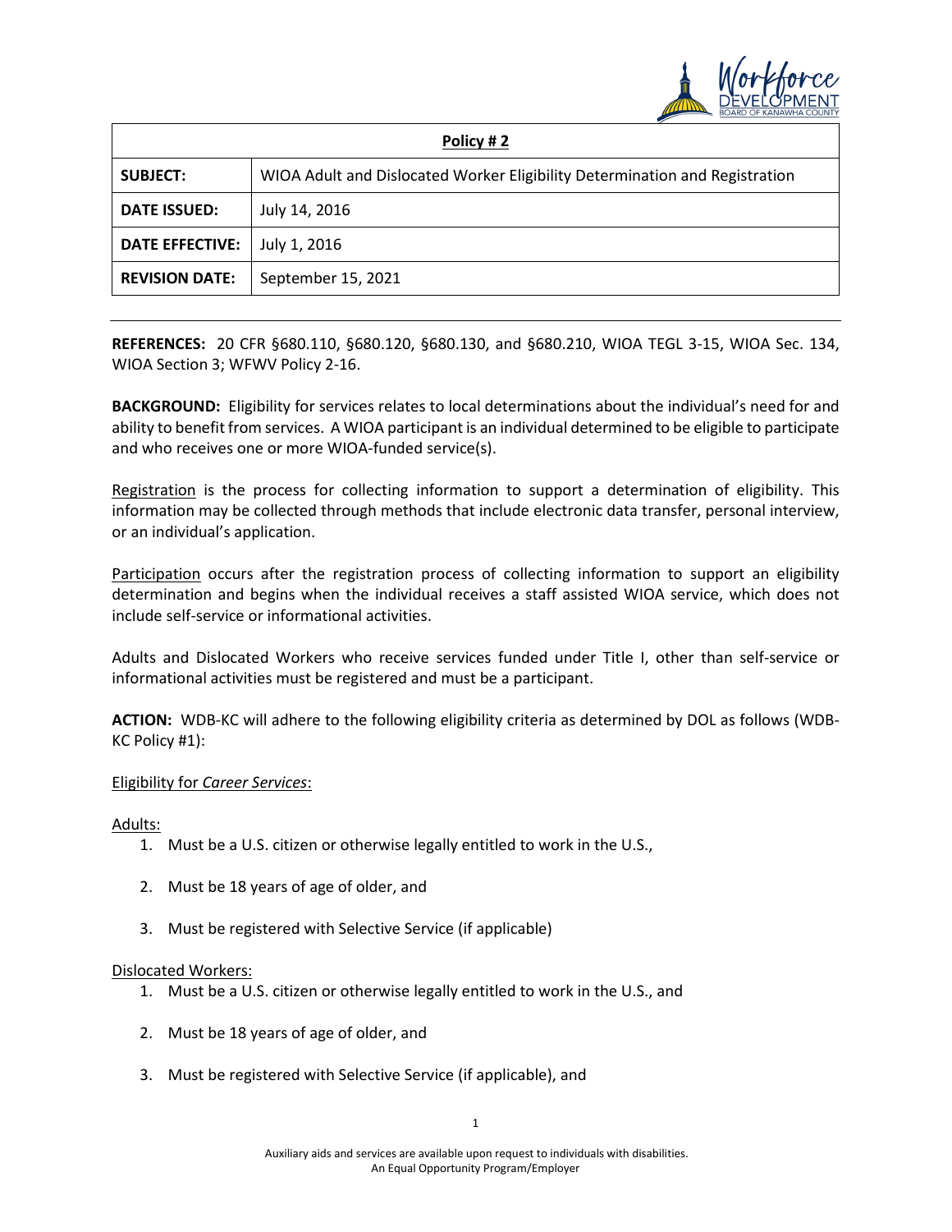| Policy # 2 | |
|---|---|
| **SUBJECT:** | WIOA Adult and Dislocated Worker Eligibility Determination and Registration |
| **DATE ISSUED:** | July 14, 2016 |
| **DATE EFFECTIVE:** | July 1, 2016 |
| **REVISION DATE:** | September 15, 2021 |

**REFERENCES:** 20 CFR §680.110, §680.120, §680.130, and §680.210, WIOA TEGL 3-15, WIOA Sec. 134, WIOA Section 3; WFWV Policy 2-16.

**BACKGROUND:** Eligibility for services relates to local determinations about the individual's need for and ability to benefit from services. A WIOA participant is an individual determined to be eligible to participate and who receives one or more WIOA-funded service(s).

Registration is the process for collecting information to support a determination of eligibility. This information may be collected through methods that include electronic data transfer, personal interview, or an individual's application.

Participation occurs after the registration process of collecting information to support an eligibility determination and begins when the individual receives a staff assisted WIOA service, which does not include self-service or informational activities.

Adults and Dislocated Workers who receive services funded under Title I, other than self-service or informational activities must be registered and must be a participant.

**ACTION:** WDB-KC will adhere to the following eligibility criteria as determined by DOL as follows (WDB-KC Policy #1):

Eligibility for *Career Services*:

Adults:

1. Must be a U.S. citizen or otherwise legally entitled to work in the U.S.,
2. Must be 18 years of age of older, and
3. Must be registered with Selective Service (if applicable)

Dislocated Workers:

1. Must be a U.S. citizen or otherwise legally entitled to work in the U.S., and
2. Must be 18 years of age of older, and
3. Must be registered with Selective Service (if applicable), and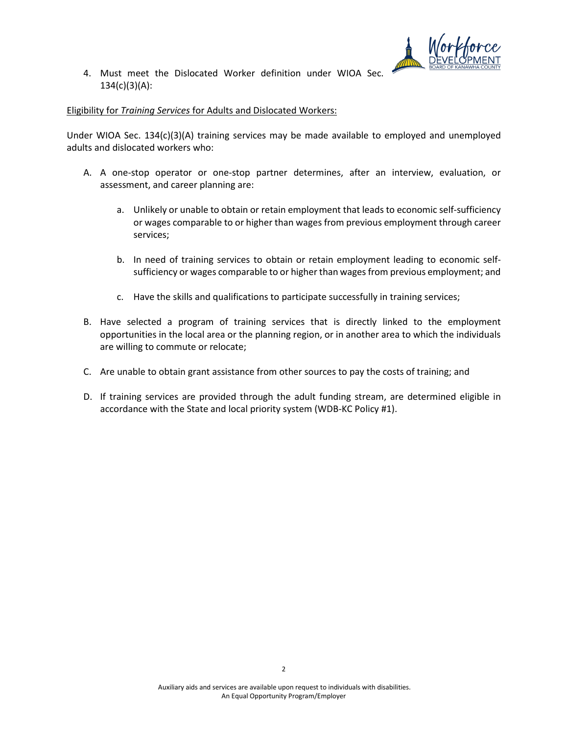4. Must meet the Dislocated Worker definition under WIOA Sec. 134(c)(3)(A):

<u>Eligibility for *Training Services* for Adults and Dislocated Workers:</u>

Under WIOA Sec. 134(c)(3)(A) training services may be made available to employed and unemployed adults and dislocated workers who:

A. A one-stop operator or one-stop partner determines, after an interview, evaluation, or assessment, and career planning are:

   a. Unlikely or unable to obtain or retain employment that leads to economic self-sufficiency or wages comparable to or higher than wages from previous employment through career services;

   b. In need of training services to obtain or retain employment leading to economic self-sufficiency or wages comparable to or higher than wages from previous employment; and

   c. Have the skills and qualifications to participate successfully in training services;

B. Have selected a program of training services that is directly linked to the employment opportunities in the local area or the planning region, or in another area to which the individuals are willing to commute or relocate;

C. Are unable to obtain grant assistance from other sources to pay the costs of training; and

D. If training services are provided through the adult funding stream, are determined eligible in accordance with the State and local priority system (WDB-KC Policy #1).